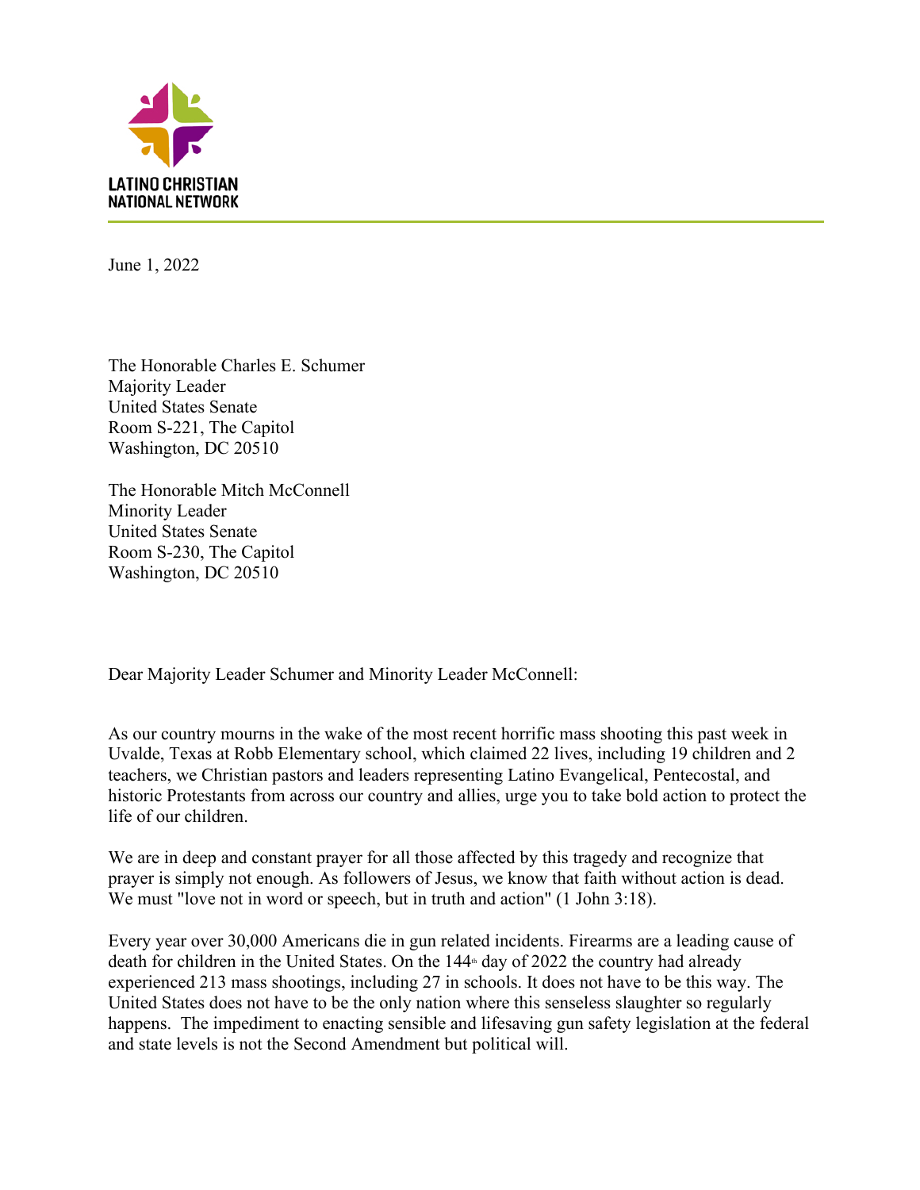**LATINO CHRISTIAN NATIONAL NETWORK**

June 1, 2022

The Honorable Charles E. Schumer
Majority Leader
United States Senate
Room S-221, The Capitol
Washington, DC 20510

The Honorable Mitch McConnell
Minority Leader
United States Senate
Room S-230, The Capitol
Washington, DC 20510

Dear Majority Leader Schumer and Minority Leader McConnell:

As our country mourns in the wake of the most recent horrific mass shooting this past week in Uvalde, Texas at Robb Elementary school, which claimed 22 lives, including 19 children and 2 teachers, we Christian pastors and leaders representing Latino Evangelical, Pentecostal, and historic Protestants from across our country and allies, urge you to take bold action to protect the life of our children.

We are in deep and constant prayer for all those affected by this tragedy and recognize that prayer is simply not enough. As followers of Jesus, we know that faith without action is dead. We must "love not in word or speech, but in truth and action" (1 John 3:18).

Every year over 30,000 Americans die in gun related incidents. Firearms are a leading cause of death for children in the United States. On the 144th day of 2022 the country had already experienced 213 mass shootings, including 27 in schools. It does not have to be this way. The United States does not have to be the only nation where this senseless slaughter so regularly happens. The impediment to enacting sensible and lifesaving gun safety legislation at the federal and state levels is not the Second Amendment but political will.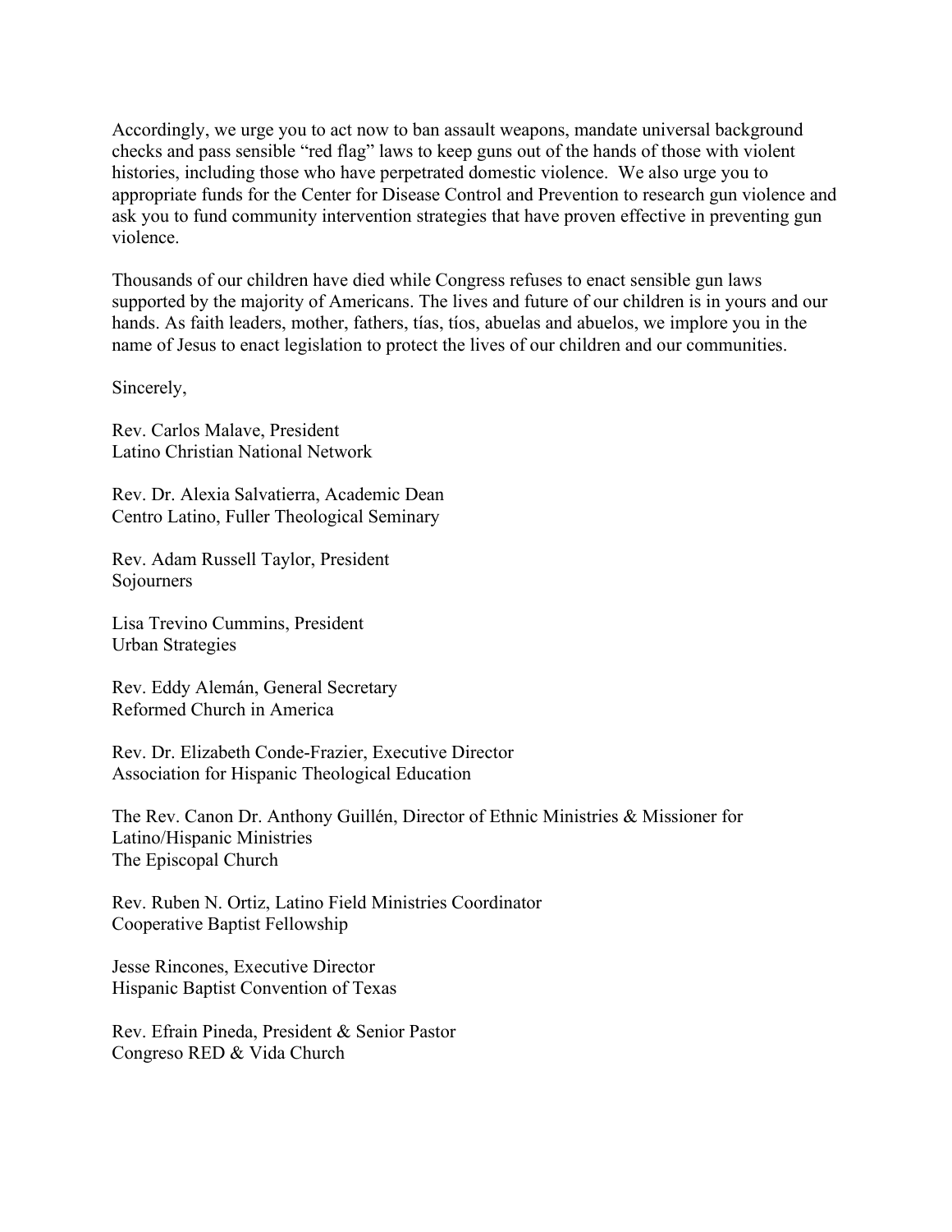Accordingly, we urge you to act now to ban assault weapons, mandate universal background checks and pass sensible "red flag" laws to keep guns out of the hands of those with violent histories, including those who have perpetrated domestic violence. We also urge you to appropriate funds for the Center for Disease Control and Prevention to research gun violence and ask you to fund community intervention strategies that have proven effective in preventing gun violence.

Thousands of our children have died while Congress refuses to enact sensible gun laws supported by the majority of Americans. The lives and future of our children is in yours and our hands. As faith leaders, mother, fathers, tías, tíos, abuelas and abuelos, we implore you in the name of Jesus to enact legislation to protect the lives of our children and our communities.

Sincerely,

Rev. Carlos Malave, President
Latino Christian National Network

Rev. Dr. Alexia Salvatierra, Academic Dean
Centro Latino, Fuller Theological Seminary

Rev. Adam Russell Taylor, President
Sojourners

Lisa Trevino Cummins, President
Urban Strategies

Rev. Eddy Alemán, General Secretary
Reformed Church in America

Rev. Dr. Elizabeth Conde-Frazier, Executive Director
Association for Hispanic Theological Education

The Rev. Canon Dr. Anthony Guillén, Director of Ethnic Ministries & Missioner for Latino/Hispanic Ministries
The Episcopal Church

Rev. Ruben N. Ortiz, Latino Field Ministries Coordinator
Cooperative Baptist Fellowship

Jesse Rincones, Executive Director
Hispanic Baptist Convention of Texas

Rev. Efrain Pineda, President & Senior Pastor
Congreso RED & Vida Church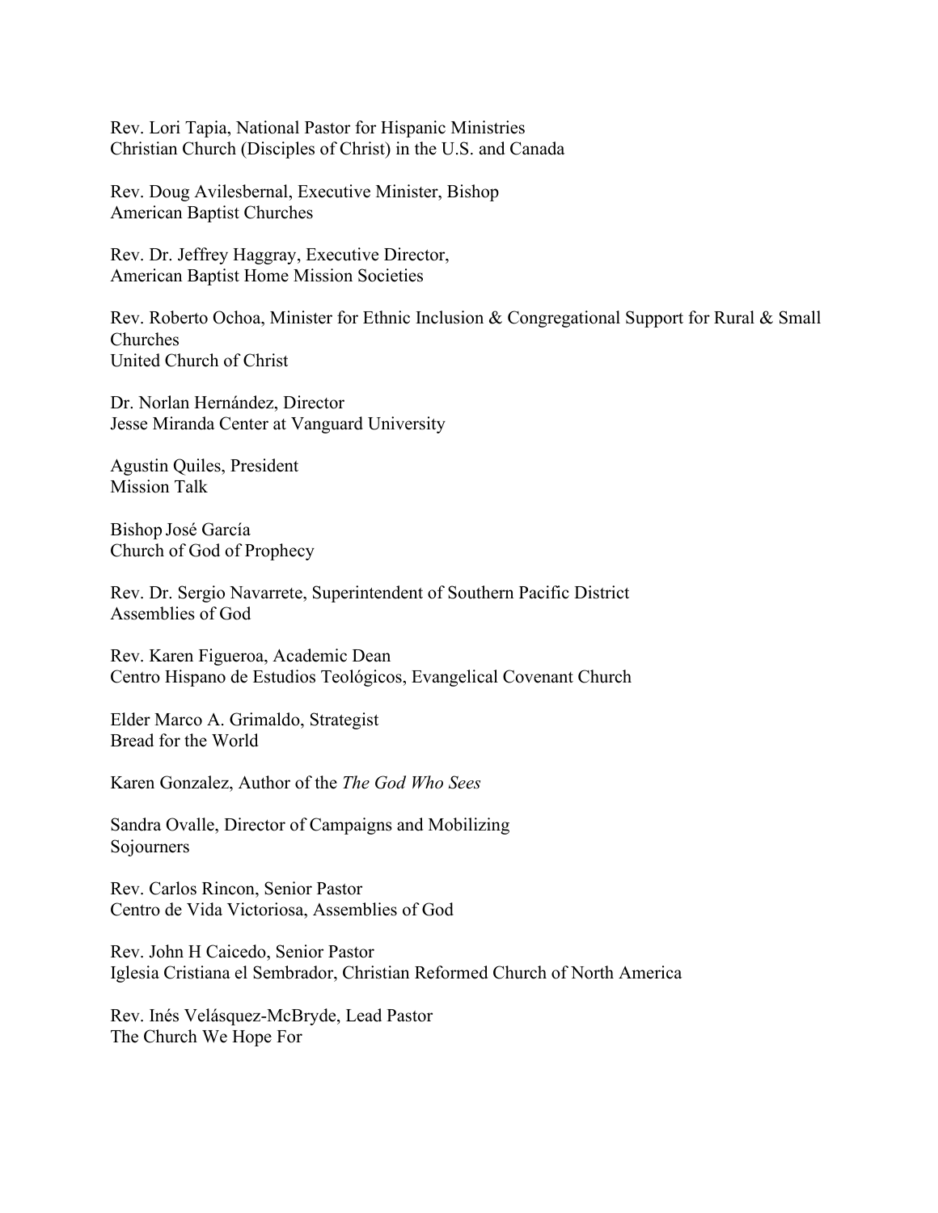Rev. Lori Tapia, National Pastor for Hispanic Ministries
Christian Church (Disciples of Christ) in the U.S. and Canada

Rev. Doug Avilesbernal, Executive Minister, Bishop
American Baptist Churches

Rev. Dr. Jeffrey Haggray, Executive Director,
American Baptist Home Mission Societies

Rev. Roberto Ochoa, Minister for Ethnic Inclusion & Congregational Support for Rural & Small Churches
United Church of Christ

Dr. Norlan Hernández, Director
Jesse Miranda Center at Vanguard University

Agustin Quiles, President
Mission Talk

Bishop José García
Church of God of Prophecy

Rev. Dr. Sergio Navarrete, Superintendent of Southern Pacific District
Assemblies of God

Rev. Karen Figueroa, Academic Dean
Centro Hispano de Estudios Teológicos, Evangelical Covenant Church

Elder Marco A. Grimaldo, Strategist
Bread for the World

Karen Gonzalez, Author of the *The God Who Sees*

Sandra Ovalle, Director of Campaigns and Mobilizing
Sojourners

Rev. Carlos Rincon, Senior Pastor
Centro de Vida Victoriosa, Assemblies of God

Rev. John H Caicedo, Senior Pastor
Iglesia Cristiana el Sembrador, Christian Reformed Church of North America

Rev. Inés Velásquez-McBryde, Lead Pastor
The Church We Hope For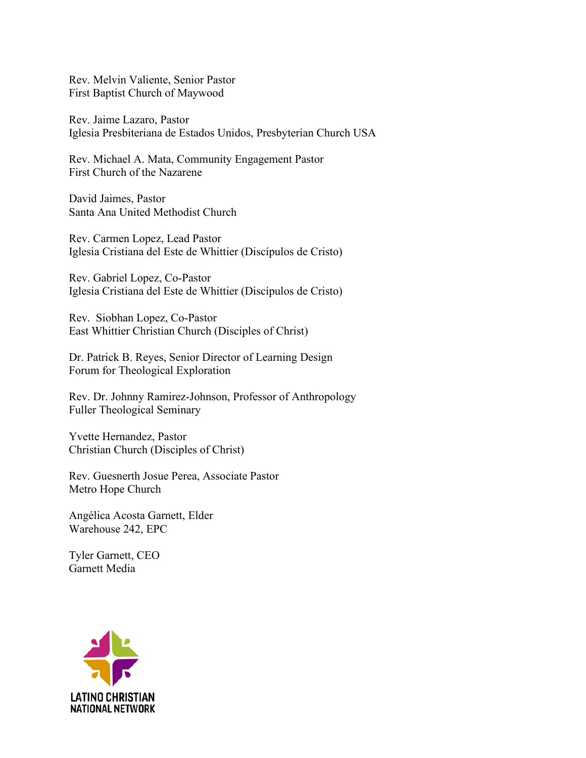Rev. Melvin Valiente, Senior Pastor
First Baptist Church of Maywood

Rev. Jaime Lazaro, Pastor
Iglesia Presbiteriana de Estados Unidos, Presbyterian Church USA

Rev. Michael A. Mata, Community Engagement Pastor
First Church of the Nazarene

David Jaimes, Pastor
Santa Ana United Methodist Church

Rev. Carmen Lopez, Lead Pastor
Iglesia Cristiana del Este de Whittier (Discípulos de Cristo)

Rev. Gabriel Lopez, Co-Pastor
Iglesia Cristiana del Este de Whittier (Discípulos de Cristo)

Rev. Siobhan Lopez, Co-Pastor
East Whittier Christian Church (Disciples of Christ)

Dr. Patrick B. Reyes, Senior Director of Learning Design
Forum for Theological Exploration

Rev. Dr. Johnny Ramirez-Johnson, Professor of Anthropology
Fuller Theological Seminary

Yvette Hernandez, Pastor
Christian Church (Disciples of Christ)

Rev. Guesnerth Josue Perea, Associate Pastor
Metro Hope Church

Angélica Acosta Garnett, Elder
Warehouse 242, EPC

Tyler Garnett, CEO
Garnett Media

LATINO CHRISTIAN
NATIONAL NETWORK